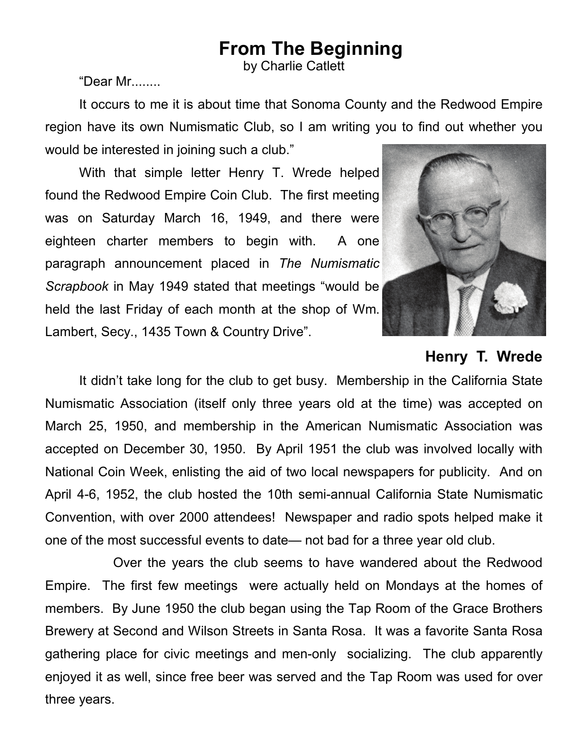# From The Beginning

by Charlie Catlett

"Dear Mr........

It occurs to me it is about time that Sonoma County and the Redwood Empire region have its own Numismatic Club, so I am writing you to find out whether you would be interested in joining such a club."

With that simple letter Henry T. Wrede helped found the Redwood Empire Coin Club. The first meeting was on Saturday March 16, 1949, and there were eighteen charter members to begin with. A one paragraph announcement placed in *The Numismatic Scrapbook* in May 1949 stated that meetings "would be held the last Friday of each month at the shop of Wm. Lambert, Secy., 1435 Town & Country Drive".

**Henry T. Wrede**

It didn't take long for the club to get busy. Membership in the California State Numismatic Association (itself only three years old at the time) was accepted on March 25, 1950, and membership in the American Numismatic Association was accepted on December 30, 1950. By April 1951 the club was involved locally with National Coin Week, enlisting the aid of two local newspapers for publicity. And on April 4-6, 1952, the club hosted the 10th semi-annual California State Numismatic Convention, with over 2000 attendees! Newspaper and radio spots helped make it one of the most successful events to date— not bad for a three year old club.

Over the years the club seems to have wandered about the Redwood Empire. The first few meetings were actually held on Mondays at the homes of members. By June 1950 the club began using the Tap Room of the Grace Brothers Brewery at Second and Wilson Streets in Santa Rosa. It was a favorite Santa Rosa gathering place for civic meetings and men-only socializing. The club apparently enjoyed it as well, since free beer was served and the Tap Room was used for over three years.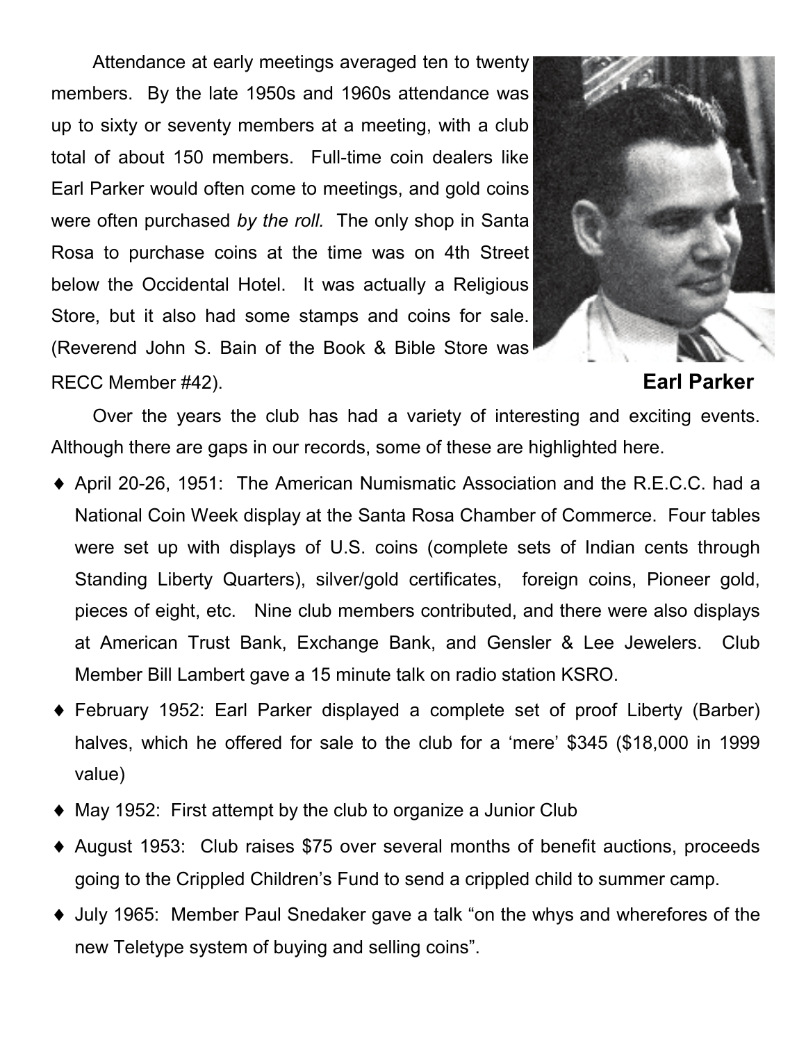Attendance at early meetings averaged ten to twenty members. By the late 1950s and 1960s attendance was up to sixty or seventy members at a meeting, with a club total of about 150 members. Full-time coin dealers like Earl Parker would often come to meetings, and gold coins were often purchased *by the roll.* The only shop in Santa Rosa to purchase coins at the time was on 4th Street below the Occidental Hotel. It was actually a Religious Store, but it also had some stamps and coins for sale. (Reverend John S. Bain of the Book & Bible Store was RECC Member #42).

**Earl Parker**

Over the years the club has had a variety of interesting and exciting events. Although there are gaps in our records, some of these are highlighted here.

- April 20-26, 1951: The American Numismatic Association and the R.E.C.C. had a National Coin Week display at the Santa Rosa Chamber of Commerce. Four tables were set up with displays of U.S. coins (complete sets of Indian cents through Standing Liberty Quarters), silver/gold certificates, foreign coins, Pioneer gold, pieces of eight, etc. Nine club members contributed, and there were also displays at American Trust Bank, Exchange Bank, and Gensler & Lee Jewelers. Club Member Bill Lambert gave a 15 minute talk on radio station KSRO.
- February 1952: Earl Parker displayed a complete set of proof Liberty (Barber) halves, which he offered for sale to the club for a 'mere' $345 ($18,000 in 1999 value)
- May 1952: First attempt by the club to organize a Junior Club
- August 1953: Club raises $75 over several months of benefit auctions, proceeds going to the Crippled Children's Fund to send a crippled child to summer camp.
- July 1965: Member Paul Snedaker gave a talk "on the whys and wherefores of the new Teletype system of buying and selling coins".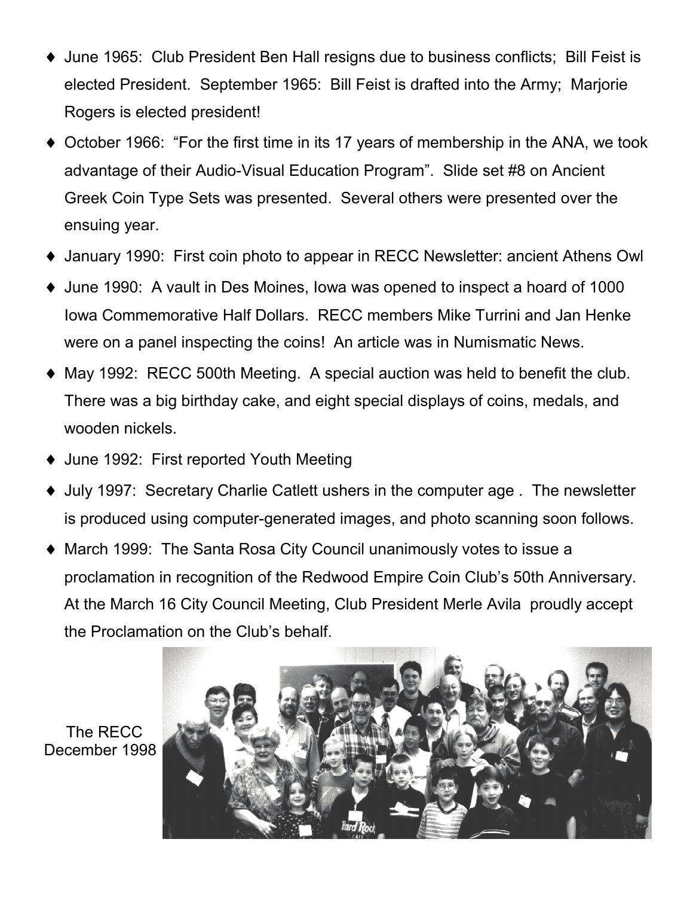- June 1965: Club President Ben Hall resigns due to business conflicts; Bill Feist is elected President. September 1965: Bill Feist is drafted into the Army; Marjorie Rogers is elected president!
- October 1966: "For the first time in its 17 years of membership in the ANA, we took advantage of their Audio-Visual Education Program". Slide set #8 on Ancient Greek Coin Type Sets was presented. Several others were presented over the ensuing year.
- January 1990: First coin photo to appear in RECC Newsletter: ancient Athens Owl
- June 1990: A vault in Des Moines, Iowa was opened to inspect a hoard of 1000 Iowa Commemorative Half Dollars. RECC members Mike Turrini and Jan Henke were on a panel inspecting the coins! An article was in Numismatic News.
- May 1992: RECC 500th Meeting. A special auction was held to benefit the club. There was a big birthday cake, and eight special displays of coins, medals, and wooden nickels.
- June 1992: First reported Youth Meeting
- July 1997: Secretary Charlie Catlett ushers in the computer age . The newsletter is produced using computer-generated images, and photo scanning soon follows.
- March 1999: The Santa Rosa City Council unanimously votes to issue a proclamation in recognition of the Redwood Empire Coin Club's 50th Anniversary. At the March 16 City Council Meeting, Club President Merle Avila proudly accept the Proclamation on the Club's behalf.

The RECC
December 1998